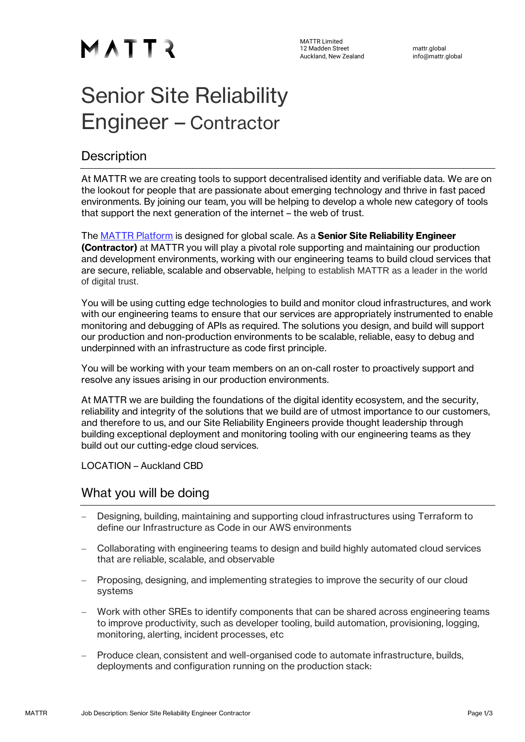MATTR

MATTR Limited
12 Madden Street
Auckland, New Zealand

mattr.global
info@mattr.global

# Senior Site Reliability Engineer – Contractor

## Description

At MATTR we are creating tools to support decentralised identity and verifiable data. We are on the lookout for people that are passionate about emerging technology and thrive in fast paced environments. By joining our team, you will be helping to develop a whole new category of tools that support the next generation of the internet – the web of trust.

The MATTR Platform is designed for global scale. As a **Senior Site Reliability Engineer (Contractor)** at MATTR you will play a pivotal role supporting and maintaining our production and development environments, working with our engineering teams to build cloud services that are secure, reliable, scalable and observable, helping to establish MATTR as a leader in the world of digital trust.

You will be using cutting edge technologies to build and monitor cloud infrastructures, and work with our engineering teams to ensure that our services are appropriately instrumented to enable monitoring and debugging of APIs as required. The solutions you design, and build will support our production and non-production environments to be scalable, reliable, easy to debug and underpinned with an infrastructure as code first principle.

You will be working with your team members on an on-call roster to proactively support and resolve any issues arising in our production environments.

At MATTR we are building the foundations of the digital identity ecosystem, and the security, reliability and integrity of the solutions that we build are of utmost importance to our customers, and therefore to us, and our Site Reliability Engineers provide thought leadership through building exceptional deployment and monitoring tooling with our engineering teams as they build out our cutting-edge cloud services.

LOCATION – Auckland CBD

## What you will be doing

- Designing, building, maintaining and supporting cloud infrastructures using Terraform to define our Infrastructure as Code in our AWS environments
- Collaborating with engineering teams to design and build highly automated cloud services that are reliable, scalable, and observable
- Proposing, designing, and implementing strategies to improve the security of our cloud systems
- Work with other SREs to identify components that can be shared across engineering teams to improve productivity, such as developer tooling, build automation, provisioning, logging, monitoring, alerting, incident processes, etc
- Produce clean, consistent and well-organised code to automate infrastructure, builds, deployments and configuration running on the production stack: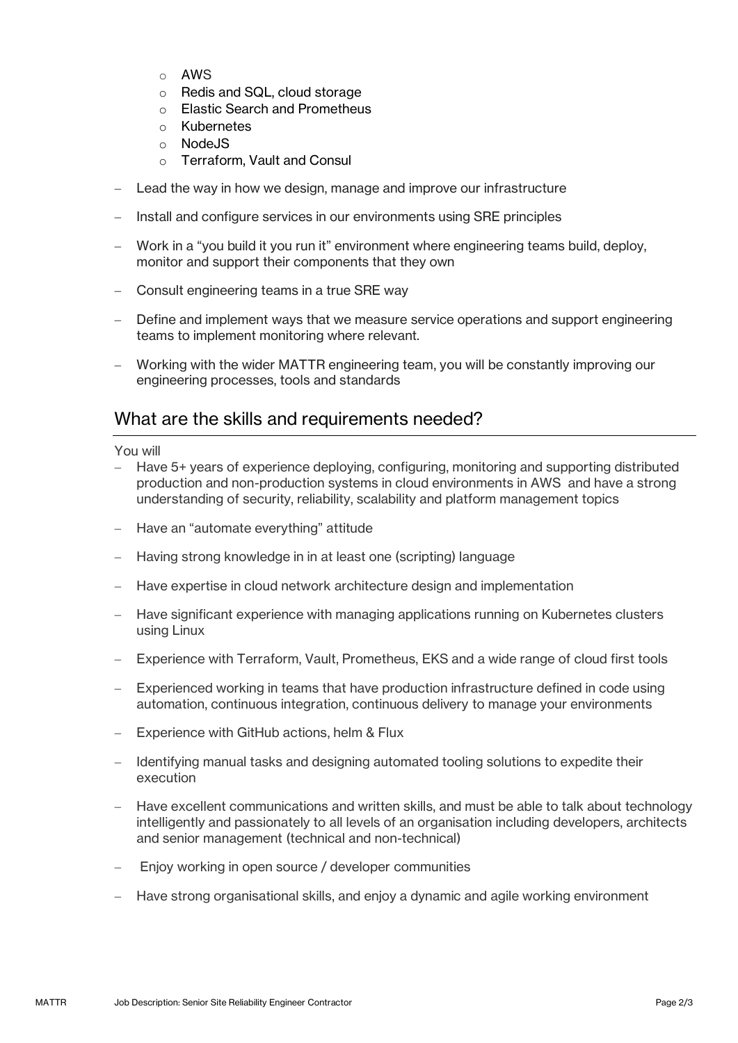- AWS
    - Redis and SQL, cloud storage
    - Elastic Search and Prometheus
    - Kubernetes
    - NodeJS
    - Terraform, Vault and Consul

- Lead the way in how we design, manage and improve our infrastructure
- Install and configure services in our environments using SRE principles
- Work in a "you build it you run it" environment where engineering teams build, deploy, monitor and support their components that they own
- Consult engineering teams in a true SRE way
- Define and implement ways that we measure service operations and support engineering teams to implement monitoring where relevant.
- Working with the wider MATTR engineering team, you will be constantly improving our engineering processes, tools and standards

## What are the skills and requirements needed?

You will

- Have 5+ years of experience deploying, configuring, monitoring and supporting distributed production and non-production systems in cloud environments in AWS and have a strong understanding of security, reliability, scalability and platform management topics
- Have an "automate everything" attitude
- Having strong knowledge in in at least one (scripting) language
- Have expertise in cloud network architecture design and implementation
- Have significant experience with managing applications running on Kubernetes clusters using Linux
- Experience with Terraform, Vault, Prometheus, EKS and a wide range of cloud first tools
- Experienced working in teams that have production infrastructure defined in code using automation, continuous integration, continuous delivery to manage your environments
- Experience with GitHub actions, helm & Flux
- Identifying manual tasks and designing automated tooling solutions to expedite their execution
- Have excellent communications and written skills, and must be able to talk about technology intelligently and passionately to all levels of an organisation including developers, architects and senior management (technical and non-technical)
- Enjoy working in open source / developer communities
- Have strong organisational skills, and enjoy a dynamic and agile working environment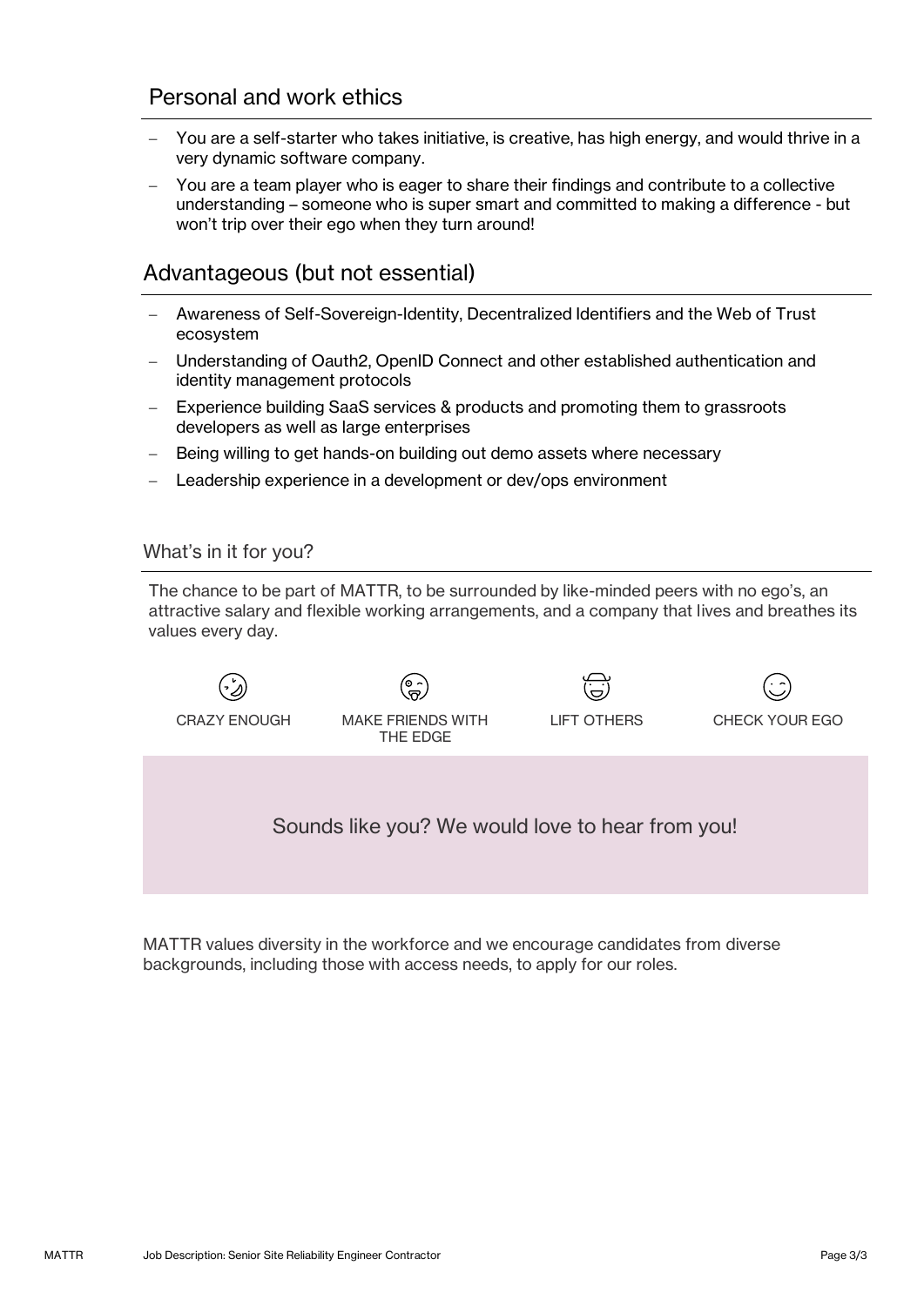## Personal and work ethics

- You are a self-starter who takes initiative, is creative, has high energy, and would thrive in a very dynamic software company.
- You are a team player who is eager to share their findings and contribute to a collective understanding – someone who is super smart and committed to making a difference - but won't trip over their ego when they turn around!

## Advantageous (but not essential)

- Awareness of Self-Sovereign-Identity, Decentralized Identifiers and the Web of Trust ecosystem
- Understanding of Oauth2, OpenID Connect and other established authentication and identity management protocols
- Experience building SaaS services & products and promoting them to grassroots developers as well as large enterprises
- Being willing to get hands-on building out demo assets where necessary
- Leadership experience in a development or dev/ops environment

### What's in it for you?

The chance to be part of MATTR, to be surrounded by like-minded peers with no ego's, an attractive salary and flexible working arrangements, and a company that lives and breathes its values every day.

CRAZY ENOUGH

MAKE FRIENDS WITH THE EDGE

LIFT OTHERS

CHECK YOUR EGO

Sounds like you? We would love to hear from you!

MATTR values diversity in the workforce and we encourage candidates from diverse backgrounds, including those with access needs, to apply for our roles.